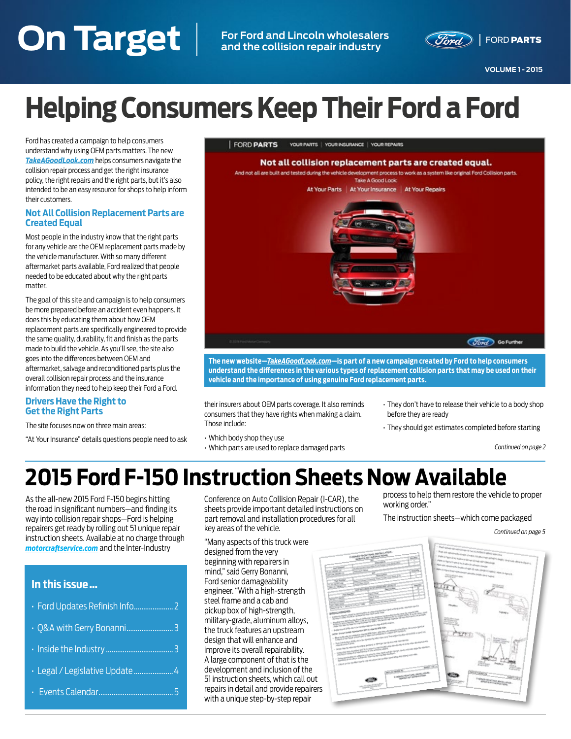# On Target

For Ford and Lincoln wholesalers and the collision repair industry

FORD PARTS

VOLUME 1 - 2015

# Helping Consumers Keep Their Ford a Ford

Ford has created a campaign to help consumers understand why using OEM parts matters. The new ***TakeAGoodLook.com*** helps consumers navigate the collision repair process and get the right insurance policy, the right repairs and the right parts, but it's also intended to be an easy resource for shops to help inform their customers.

## Not All Collision Replacement Parts are Created Equal

Most people in the industry know that the right parts for any vehicle are the OEM replacement parts made by the vehicle manufacturer. With so many different aftermarket parts available, Ford realized that people needed to be educated about why the right parts matter.

The goal of this site and campaign is to help consumers be more prepared before an accident even happens. It does this by educating them about how OEM replacement parts are specifically engineered to provide the same quality, durability, fit and finish as the parts made to build the vehicle. As you'll see, the site also goes into the differences between OEM and aftermarket, salvage and reconditioned parts plus the overall collision repair process and the insurance information they need to help keep their Ford a Ford.

## Drivers Have the Right to Get the Right Parts

The site focuses now on three main areas:

"At Your Insurance" details questions people need to ask their insurers about OEM parts coverage. It also reminds consumers that they have rights when making a claim. Those include:

- Which body shop they use
- Which parts are used to replace damaged parts
- They don't have to release their vehicle to a body shop before they are ready
- They should get estimates completed before starting

*Continued on page 2*

**The new website—*TakeAGoodLook.com*—is part of a new campaign created by Ford to help consumers understand the differences in the various types of replacement collision parts that may be used on their vehicle and the importance of using genuine Ford replacement parts.**

# 2015 Ford F-150 Instruction Sheets Now Available

As the all-new 2015 Ford F-150 begins hitting the road in significant numbers—and finding its way into collision repair shops—Ford is helping repairers get ready by rolling out 51 unique repair instruction sheets. Available at no charge through ***motorcraftservice.com*** and the Inter-Industry Conference on Auto Collision Repair (I-CAR), the sheets provide important detailed instructions on part removal and installation procedures for all key areas of the vehicle.

"Many aspects of this truck were designed from the very beginning with repairers in mind," said Gerry Bonanni, Ford senior damageability engineer. "With a high-strength steel frame and a cab and pickup box of high-strength, military-grade, aluminum alloys, the truck features an upstream design that will enhance and improve its overall repairability. A large component of that is the development and inclusion of the 51 instruction sheets, which call out repairs in detail and provide repairers with a unique step-by-step repair process to help them restore the vehicle to proper working order."

The instruction sheets—which come packaged

*Continued on page 5*

## In this issue ...

- Ford Updates Refinish Info .................... 2
- Q&A with Gerry Bonanni ........................ 3
- Inside the Industry .................................... 3
- Legal / Legislative Update .................... 4
- Events Calendar........................................ 5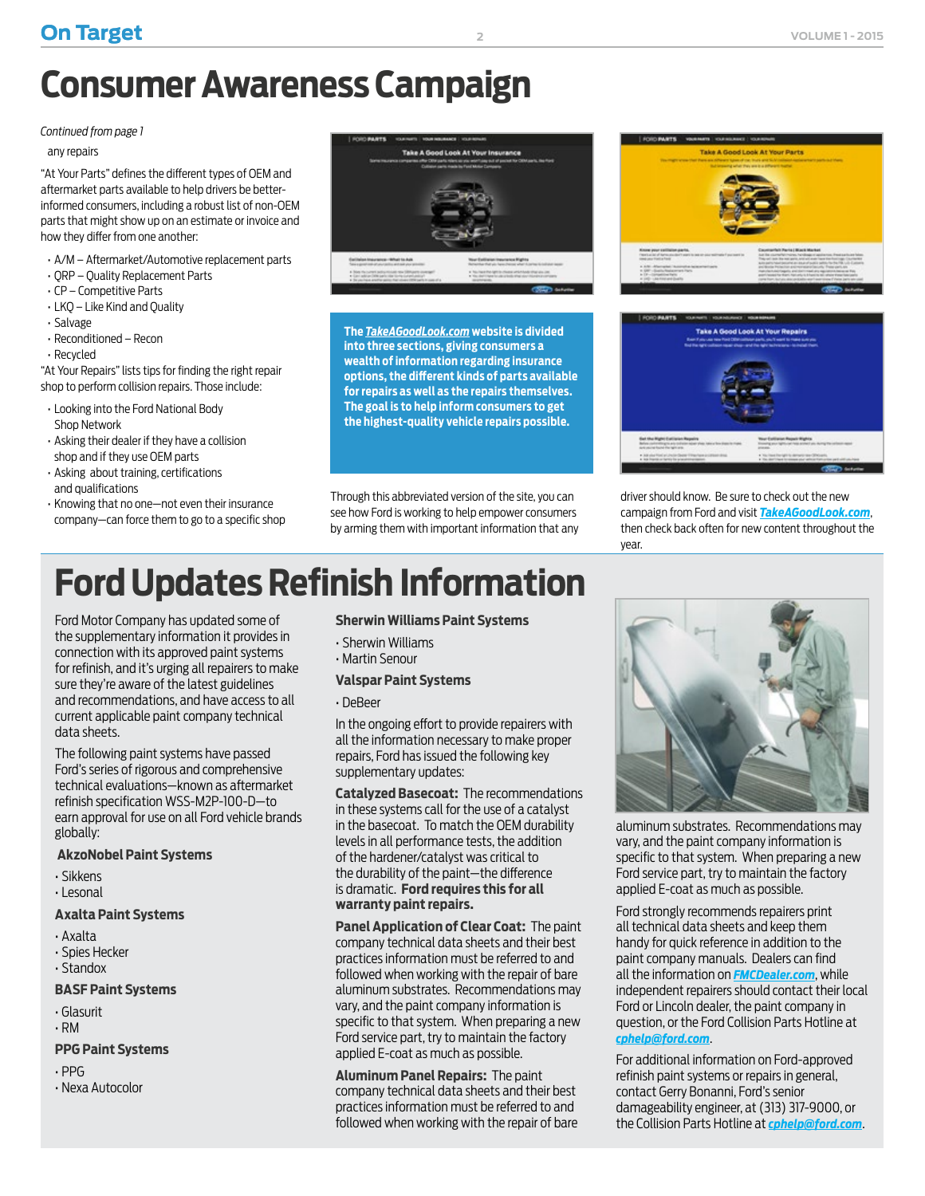# Consumer Awareness Campaign

*Continued from page 1*

any repairs

"At Your Parts" defines the different types of OEM and aftermarket parts available to help drivers be better-informed consumers, including a robust list of non-OEM parts that might show up on an estimate or invoice and how they differ from one another:

- A/M – Aftermarket/Automotive replacement parts
- QRP – Quality Replacement Parts
- CP – Competitive Parts
- LKQ – Like Kind and Quality
- Salvage
- Reconditioned – Recon
- Recycled

"At Your Repairs" lists tips for finding the right repair shop to perform collision repairs. Those include:

- Looking into the Ford National Body Shop Network
- Asking their dealer if they have a collision shop and if they use OEM parts
- Asking about training, certifications and qualifications
- Knowing that no one—not even their insurance company—can force them to go to a specific shop

**The *TakeAGoodLook.com* website is divided into three sections, giving consumers a wealth of information regarding insurance options, the different kinds of parts available for repairs as well as the repairs themselves. The goal is to help inform consumers to get the highest-quality vehicle repairs possible.**

Through this abbreviated version of the site, you can see how Ford is working to help empower consumers by arming them with important information that any driver should know. Be sure to check out the new campaign from Ford and visit ***TakeAGoodLook.com***, then check back often for new content throughout the year.

# Ford Updates Refinish Information

Ford Motor Company has updated some of the supplementary information it provides in connection with its approved paint systems for refinish, and it's urging all repairers to make sure they're aware of the latest guidelines and recommendations, and have access to all current applicable paint company technical data sheets.

The following paint systems have passed Ford's series of rigorous and comprehensive technical evaluations—known as aftermarket refinish specification WSS-M2P-100-D—to earn approval for use on all Ford vehicle brands globally:

**AkzoNobel Paint Systems**

- Sikkens
- Lesonal

**Axalta Paint Systems**

- Axalta
- Spies Hecker
- Standox

**BASF Paint Systems**

- Glasurit
- RM

**PPG Paint Systems**

- PPG
- Nexa Autocolor

**Sherwin Williams Paint Systems**

- Sherwin Williams
- Martin Senour

**Valspar Paint Systems**

- DeBeer

In the ongoing effort to provide repairers with all the information necessary to make proper repairs, Ford has issued the following key supplementary updates:

**Catalyzed Basecoat:** The recommendations in these systems call for the use of a catalyst in the basecoat. To match the OEM durability levels in all performance tests, the addition of the hardener/catalyst was critical to the durability of the paint—the difference is dramatic. **Ford requires this for all warranty paint repairs.**

**Panel Application of Clear Coat:** The paint company technical data sheets and their best practices information must be referred to and followed when working with the repair of bare aluminum substrates. Recommendations may vary, and the paint company information is specific to that system. When preparing a new Ford service part, try to maintain the factory applied E-coat as much as possible.

**Aluminum Panel Repairs:** The paint company technical data sheets and their best practices information must be referred to and followed when working with the repair of bare aluminum substrates. Recommendations may vary, and the paint company information is specific to that system. When preparing a new Ford service part, try to maintain the factory applied E-coat as much as possible.

Ford strongly recommends repairers print all technical data sheets and keep them handy for quick reference in addition to the paint company manuals. Dealers can find all the information on ***FMCDealer.com***, while independent repairers should contact their local Ford or Lincoln dealer, the paint company in question, or the Ford Collision Parts Hotline at ***cphelp@ford.com***.

For additional information on Ford-approved refinish paint systems or repairs in general, contact Gerry Bonanni, Ford's senior damageability engineer, at (313) 317-9000, or the Collision Parts Hotline at ***cphelp@ford.com***.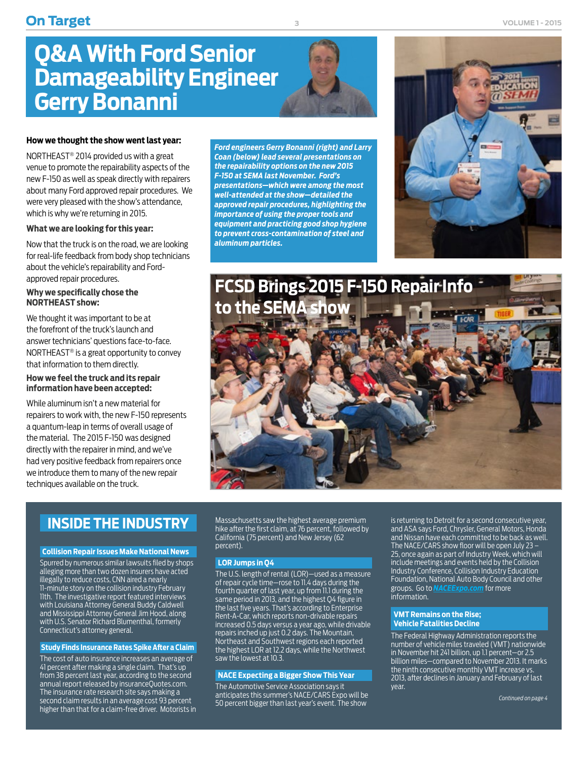# Q&A With Ford Senior Damageability Engineer Gerry Bonanni

**How we thought the show went last year:**

NORTHEAST® 2014 provided us with a great venue to promote the repairability aspects of the new F-150 as well as speak directly with repairers about many Ford approved repair procedures. We were very pleased with the show's attendance, which is why we're returning in 2015.

**What we are looking for this year:**

Now that the truck is on the road, we are looking for real-life feedback from body shop technicians about the vehicle's repairability and Ford-approved repair procedures.

**Why we specifically chose the NORTHEAST show:**

We thought it was important to be at the forefront of the truck's launch and answer technicians' questions face-to-face. NORTHEAST® is a great opportunity to convey that information to them directly.

**How we feel the truck and its repair information have been accepted:**

While aluminum isn't a new material for repairers to work with, the new F-150 represents a quantum-leap in terms of overall usage of the material. The 2015 F-150 was designed directly with the repairer in mind, and we've had very positive feedback from repairers once we introduce them to many of the new repair techniques available on the truck.

***Ford engineers Gerry Bonanni (right) and Larry Coan (below) lead several presentations on the repairability options on the new 2015 F-150 at SEMA last November. Ford's presentations—which were among the most well-attended at the show—detailed the approved repair procedures, highlighting the importance of using the proper tools and equipment and practicing good shop hygiene to prevent cross-contamination of steel and aluminum particles.***

## FCSD Brings 2015 F-150 Repair Info to the SEMA show

## INSIDE THE INDUSTRY

### Collision Repair Issues Make National News

Spurred by numerous similar lawsuits filed by shops alleging more than two dozen insurers have acted illegally to reduce costs, CNN aired a nearly 11-minute story on the collision industry February 11th. The investigative report featured interviews with Louisiana Attorney General Buddy Caldwell and Mississippi Attorney General Jim Hood, along with U.S. Senator Richard Blumenthal, formerly Connecticut's attorney general.

### Study Finds Insurance Rates Spike After a Claim

The cost of auto insurance increases an average of 41 percent after making a single claim. That's up from 38 percent last year, according to the second annual report released by insuranceQuotes.com. The insurance rate research site says making a second claim results in an average cost 93 percent higher than that for a claim-free driver. Motorists in Massachusetts saw the highest average premium hike after the first claim, at 76 percent, followed by California (75 percent) and New Jersey (62 percent).

### LOR Jumps in Q4

The U.S. length of rental (LOR)—used as a measure of repair cycle time—rose to 11.4 days during the fourth quarter of last year, up from 11.1 during the same period in 2013, and the highest Q4 figure in the last five years. That's according to Enterprise Rent-A-Car, which reports non-drivable repairs increased 0.5 days versus a year ago, while drivable repairs inched up just 0.2 days. The Mountain, Northeast and Southwest regions each reported the highest LOR at 12.2 days, while the Northwest saw the lowest at 10.3.

### NACE Expecting a Bigger Show This Year

The Automotive Service Association says it anticipates this summer's NACE/CARS Expo will be 50 percent bigger than last year's event. The show is returning to Detroit for a second consecutive year, and ASA says Ford, Chrysler, General Motors, Honda and Nissan have each committed to be back as well. The NACE/CARS show floor will be open July 23 – 25, once again as part of Industry Week, which will include meetings and events held by the Collision Industry Conference, Collision Industry Education Foundation, National Auto Body Council and other groups. Go to *NACEExpo.com* for more information.

### VMT Remains on the Rise; Vehicle Fatalities Decline

The Federal Highway Administration reports the number of vehicle miles traveled (VMT) nationwide in November hit 241 billion, up 1.1 percent—or 2.5 billion miles—compared to November 2013. It marks the ninth consecutive monthly VMT increase vs. 2013, after declines in January and February of last year.

*Continued on page 4*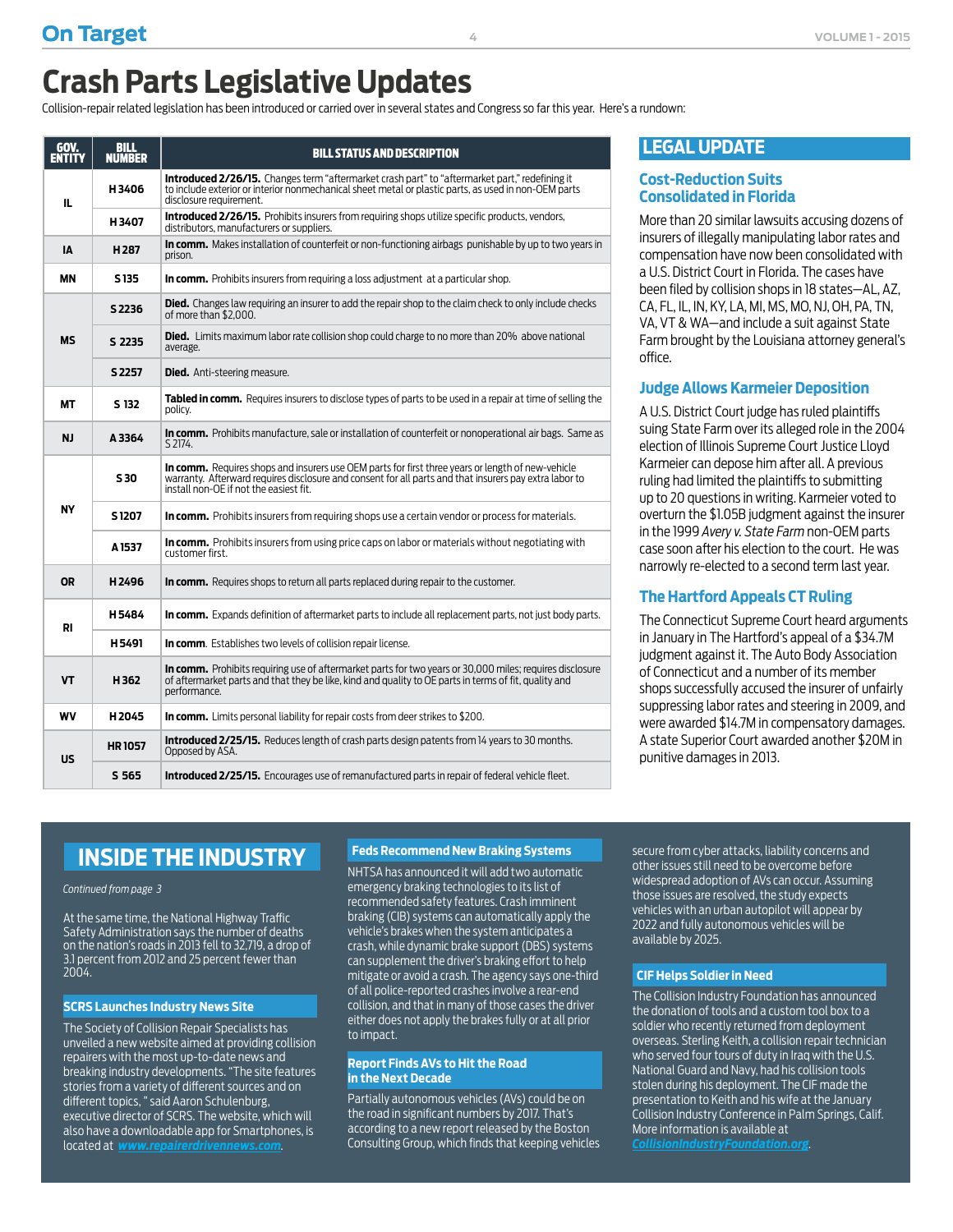# Crash Parts Legislative Updates

Collision-repair related legislation has been introduced or carried over in several states and Congress so far this year. Here's a rundown:

| GOV. ENTITY | BILL NUMBER | BILL STATUS AND DESCRIPTION |
|---|---|---|
| IL | H 3406 | **Introduced 2/26/15.** Changes term "aftermarket crash part" to "aftermarket part," redefining it to include exterior or interior nonmechanical sheet metal or plastic parts, as used in non-OEM parts disclosure requirement. |
| | H 3407 | **Introduced 2/26/15.** Prohibits insurers from requiring shops utilize specific products, vendors, distributors, manufacturers or suppliers. |
| IA | H 287 | **In comm.** Makes installation of counterfeit or non-functioning airbags punishable by up to two years in prison. |
| MN | S 135 | **In comm.** Prohibits insurers from requiring a loss adjustment at a particular shop. |
| MS | S 2236 | **Died.** Changes law requiring an insurer to add the repair shop to the claim check to only include checks of more than $2,000. |
| | S 2235 | **Died.** Limits maximum labor rate collision shop could charge to no more than 20% above national average. |
| | S 2257 | **Died.** Anti-steering measure. |
| MT | S 132 | **Tabled in comm.** Requires insurers to disclose types of parts to be used in a repair at time of selling the policy. |
| NJ | A 3364 | **In comm.** Prohibits manufacture, sale or installation of counterfeit or nonoperational air bags. Same as S 2174. |
| NY | S 30 | **In comm.** Requires shops and insurers use OEM parts for first three years or length of new-vehicle warranty. Afterward requires disclosure and consent for all parts and that insurers pay extra labor to install non-OE if not the easiest fit. |
| | S 1207 | **In comm.** Prohibits insurers from requiring shops use a certain vendor or process for materials. |
| | A 1537 | **In comm.** Prohibits insurers from using price caps on labor or materials without negotiating with customer first. |
| OR | H 2496 | **In comm.** Requires shops to return all parts replaced during repair to the customer. |
| RI | H 5484 | **In comm.** Expands definition of aftermarket parts to include all replacement parts, not just body parts. |
| | H 5491 | **In comm**. Establishes two levels of collision repair license. |
| VT | H 362 | **In comm.** Prohibits requiring use of aftermarket parts for two years or 30,000 miles; requires disclosure of aftermarket parts and that they be like, kind and quality to OE parts in terms of fit, quality and performance. |
| WV | H 2045 | **In comm.** Limits personal liability for repair costs from deer strikes to $200. |
| US | HR 1057 | **Introduced 2/25/15.** Reduces length of crash parts design patents from 14 years to 30 months. Opposed by ASA. |
| | S 565 | **Introduced 2/25/15.** Encourages use of remanufactured parts in repair of federal vehicle fleet. |

## LEGAL UPDATE

### Cost-Reduction Suits Consolidated in Florida

More than 20 similar lawsuits accusing dozens of insurers of illegally manipulating labor rates and compensation have now been consolidated with a U.S. District Court in Florida. The cases have been filed by collision shops in 18 states—AL, AZ, CA, FL, IL, IN, KY, LA, MI, MS, MO, NJ, OH, PA, TN, VA, VT & WA—and include a suit against State Farm brought by the Louisiana attorney general's office.

### Judge Allows Karmeier Deposition

A U.S. District Court judge has ruled plaintiffs suing State Farm over its alleged role in the 2004 election of Illinois Supreme Court Justice Lloyd Karmeier can depose him after all. A previous ruling had limited the plaintiffs to submitting up to 20 questions in writing. Karmeier voted to overturn the $1.05B judgment against the insurer in the 1999 *Avery v. State Farm* non-OEM parts case soon after his election to the court. He was narrowly re-elected to a second term last year.

### The Hartford Appeals CT Ruling

The Connecticut Supreme Court heard arguments in January in The Hartford's appeal of a $34.7M judgment against it. The Auto Body Association of Connecticut and a number of its member shops successfully accused the insurer of unfairly suppressing labor rates and steering in 2009, and were awarded $14.7M in compensatory damages. A state Superior Court awarded another $20M in punitive damages in 2013.

## INSIDE THE INDUSTRY

*Continued from page 3*

At the same time, the National Highway Traffic Safety Administration says the number of deaths on the nation's roads in 2013 fell to 32,719, a drop of 3.1 percent from 2012 and 25 percent fewer than 2004.

### SCRS Launches Industry News Site

The Society of Collision Repair Specialists has unveiled a new website aimed at providing collision repairers with the most up-to-date news and breaking industry developments. "The site features stories from a variety of different sources and on different topics," said Aaron Schulenburg, executive director of SCRS. The website, which will also have a downloadable app for Smartphones, is located at ***www.repairerdrivennews.com***.

### Feds Recommend New Braking Systems

NHTSA has announced it will add two automatic emergency braking technologies to its list of recommended safety features. Crash imminent braking (CIB) systems can automatically apply the vehicle's brakes when the system anticipates a crash, while dynamic brake support (DBS) systems can supplement the driver's braking effort to help mitigate or avoid a crash. The agency says one-third of all police-reported crashes involve a rear-end collision, and that in many of those cases the driver either does not apply the brakes fully or at all prior to impact.

### Report Finds AVs to Hit the Road in the Next Decade

Partially autonomous vehicles (AVs) could be on the road in significant numbers by 2017. That's according to a new report released by the Boston Consulting Group, which finds that keeping vehicles secure from cyber attacks, liability concerns and other issues still need to be overcome before widespread adoption of AVs can occur. Assuming those issues are resolved, the study expects vehicles with an urban autopilot will appear by 2022 and fully autonomous vehicles will be available by 2025.

### CIF Helps Soldier in Need

The Collision Industry Foundation has announced the donation of tools and a custom tool box to a soldier who recently returned from deployment overseas. Sterling Keith, a collision repair technician who served four tours of duty in Iraq with the U.S. National Guard and Navy, had his collision tools stolen during his deployment. The CIF made the presentation to Keith and his wife at the January Collision Industry Conference in Palm Springs, Calif. More information is available at ***CollisionIndustryFoundation.org***.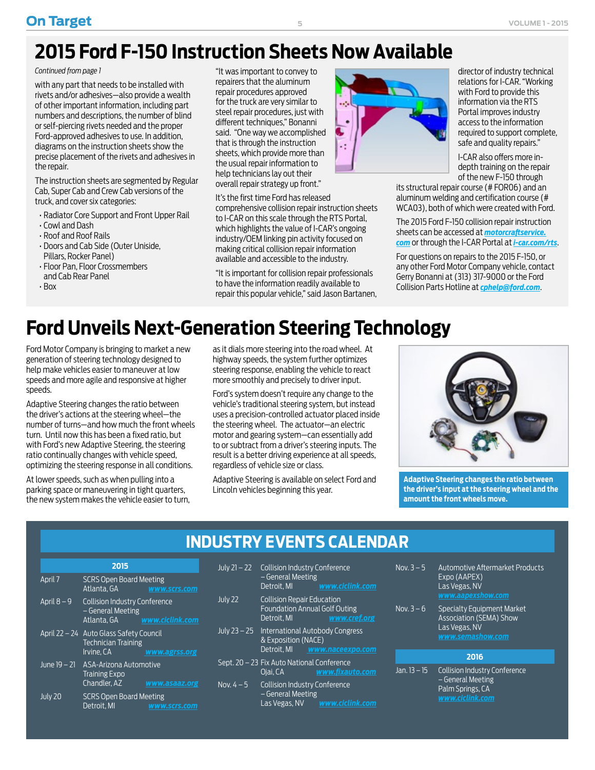# 2015 Ford F-150 Instruction Sheets Now Available

*Continued from page 1*

with any part that needs to be installed with rivets and/or adhesives—also provide a wealth of other important information, including part numbers and descriptions, the number of blind or self-piercing rivets needed and the proper Ford-approved adhesives to use. In addition, diagrams on the instruction sheets show the precise placement of the rivets and adhesives in the repair.

The instruction sheets are segmented by Regular Cab, Super Cab and Crew Cab versions of the truck, and cover six categories:

- Radiator Core Support and Front Upper Rail
- Cowl and Dash
- Roof and Roof Rails
- Doors and Cab Side (Outer Uniside, Pillars, Rocker Panel)
- Floor Pan, Floor Crossmembers and Cab Rear Panel
- Box

"It was important to convey to repairers that the aluminum repair procedures approved for the truck are very similar to steel repair procedures, just with different techniques," Bonanni said. "One way we accomplished that is through the instruction sheets, which provide more than the usual repair information to help technicians lay out their overall repair strategy up front."

It's the first time Ford has released comprehensive collision repair instruction sheets to I-CAR on this scale through the RTS Portal, which highlights the value of I-CAR's ongoing industry/OEM linking pin activity focused on making critical collision repair information available and accessible to the industry.

"It is important for collision repair professionals to have the information readily available to repair this popular vehicle," said Jason Bartanen, director of industry technical relations for I-CAR. "Working with Ford to provide this information via the RTS Portal improves industry access to the information required to support complete, safe and quality repairs."

I-CAR also offers more in-depth training on the repair of the new F-150 through its structural repair course (# FOR06) and an aluminum welding and certification course (# WCA03), both of which were created with Ford.

The 2015 Ford F-150 collision repair instruction sheets can be accessed at **motorcraftservice.com** or through the I-CAR Portal at **i-car.com/rts**.

For questions on repairs to the 2015 F-150, or any other Ford Motor Company vehicle, contact Gerry Bonanni at (313) 317-9000 or the Ford Collision Parts Hotline at **cphelp@ford.com**.

# Ford Unveils Next-Generation Steering Technology

Ford Motor Company is bringing to market a new generation of steering technology designed to help make vehicles easier to maneuver at low speeds and more agile and responsive at higher speeds.

Adaptive Steering changes the ratio between the driver's actions at the steering wheel—the number of turns—and how much the front wheels turn. Until now this has been a fixed ratio, but with Ford's new Adaptive Steering, the steering ratio continually changes with vehicle speed, optimizing the steering response in all conditions.

At lower speeds, such as when pulling into a parking space or maneuvering in tight quarters, the new system makes the vehicle easier to turn, as it dials more steering into the road wheel. At highway speeds, the system further optimizes steering response, enabling the vehicle to react more smoothly and precisely to driver input.

Ford's system doesn't require any change to the vehicle's traditional steering system, but instead uses a precision-controlled actuator placed inside the steering wheel. The actuator—an electric motor and gearing system—can essentially add to or subtract from a driver's steering inputs. The result is a better driving experience at all speeds, regardless of vehicle size or class.

Adaptive Steering is available on select Ford and Lincoln vehicles beginning this year.

**Adaptive Steering changes the ratio between the driver's input at the steering wheel and the amount the front wheels move.**

# INDUSTRY EVENTS CALENDAR

## 2015

| Date | Event | Location | Website |
|---|---|---|---|
| April 7 | SCRS Open Board Meeting | Atlanta, GA | www.scrs.com |
| April 8 – 9 | Collision Industry Conference – General Meeting | Atlanta, GA | www.ciclink.com |
| April 22 – 24 | Auto Glass Safety Council Technician Training | Irvine, CA | www.agrss.org |
| June 19 – 21 | ASA-Arizona Automotive Training Expo | Chandler, AZ | www.asaaz.org |
| July 20 | SCRS Open Board Meeting | Detroit, MI | www.scrs.com |
| July 21 – 22 | Collision Industry Conference – General Meeting | Detroit, MI | www.ciclink.com |
| July 22 | Collision Repair Education Foundation Annual Golf Outing | Detroit, MI | www.cref.org |
| July 23 – 25 | International Autobody Congress & Exposition (NACE) | Detroit, MI | www.naceexpo.com |
| Sept. 20 – 23 | Fix Auto National Conference | Ojai, CA | www.fixauto.com |
| Nov. 4 – 5 | Collision Industry Conference – General Meeting | Las Vegas, NV | www.ciclink.com |
| Nov. 3 – 5 | Automotive Aftermarket Products Expo (AAPEX) | Las Vegas, NV | www.aapexshow.com |
| Nov. 3 – 6 | Specialty Equipment Market Association (SEMA) Show | Las Vegas, NV | www.semashow.com |

## 2016

| Date | Event | Location | Website |
|---|---|---|---|
| Jan. 13 – 15 | Collision Industry Conference – General Meeting | Palm Springs, CA | www.ciclink.com |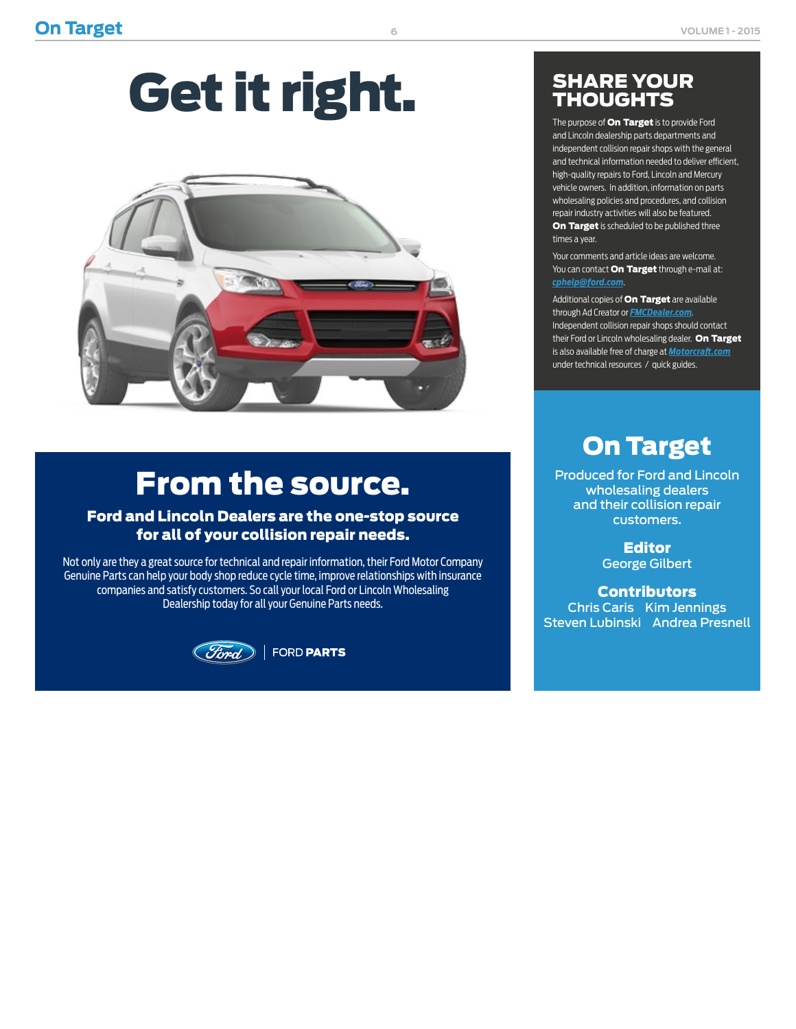# Get it right.

## From the source.

**Ford and Lincoln Dealers are the one-stop source for all of your collision repair needs.**

Not only are they a great source for technical and repair information, their Ford Motor Company Genuine Parts can help your body shop reduce cycle time, improve relationships with insurance companies and satisfy customers. So call your local Ford or Lincoln Wholesaling Dealership today for all your Genuine Parts needs.

FORD **PARTS**

## SHARE YOUR THOUGHTS

The purpose of **On Target** is to provide Ford and Lincoln dealership parts departments and independent collision repair shops with the general and technical information needed to deliver efficient, high-quality repairs to Ford, Lincoln and Mercury vehicle owners. In addition, information on parts wholesaling policies and procedures, and collision repair industry activities will also be featured. **On Target** is scheduled to be published three times a year.

Your comments and article ideas are welcome. You can contact **On Target** through e-mail at: *cphelp@ford.com*.

Additional copies of **On Target** are available through Ad Creator or *FMCDealer.com*. Independent collision repair shops should contact their Ford or Lincoln wholesaling dealer. **On Target** is also available free of charge at *Motorcraft.com* under technical resources / quick guides.

## On Target

Produced for Ford and Lincoln wholesaling dealers and their collision repair customers.

**Editor**
George Gilbert

**Contributors**
Chris Caris  Kim Jennings
Steven Lubinski  Andrea Presnell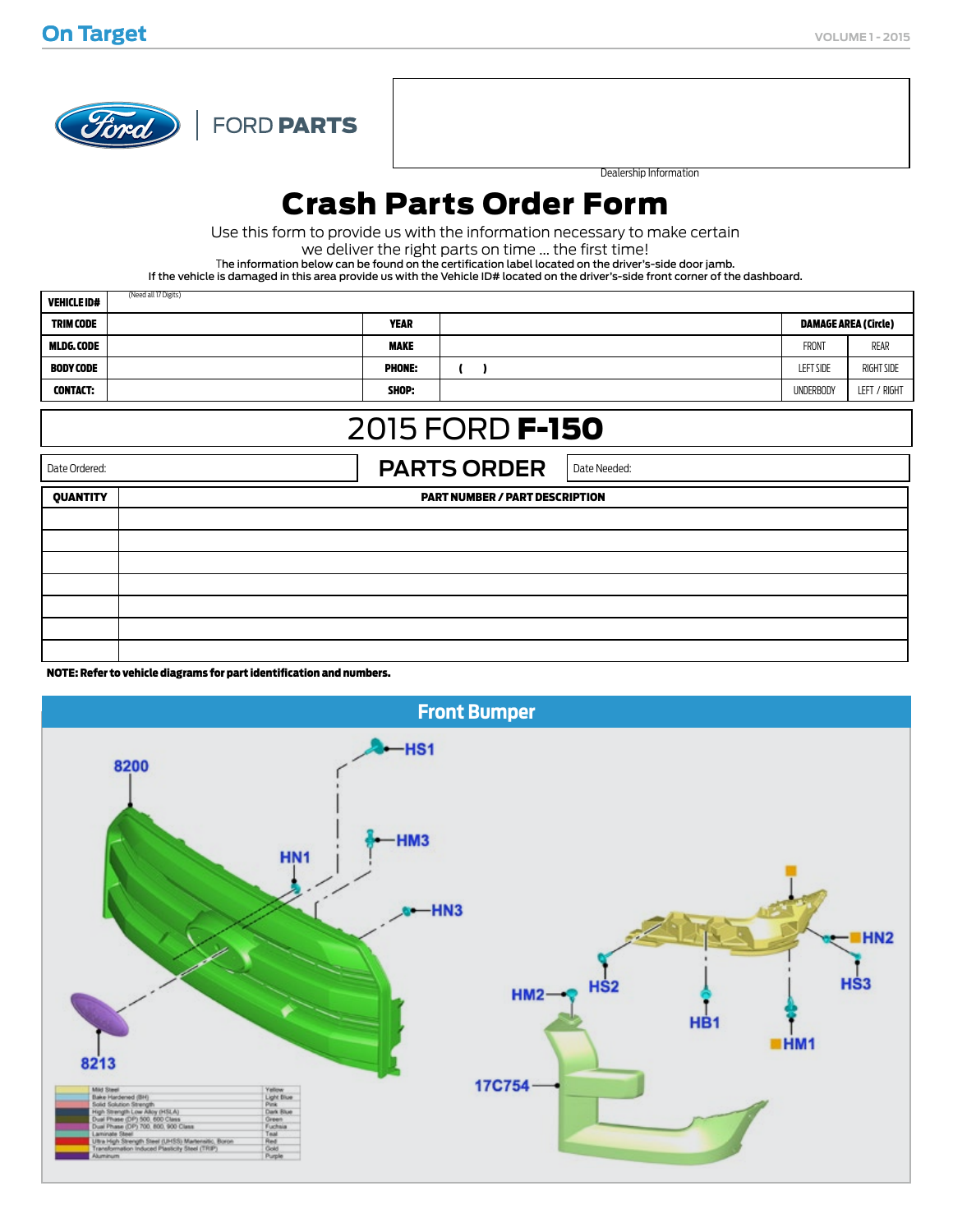FORD PARTS

Dealership Information

# Crash Parts Order Form

Use this form to provide us with the information necessary to make certain we deliver the right parts on time ... the first time!

The information below can be found on the certification label located on the driver's-side door jamb.
If the vehicle is damaged in this area provide us with the Vehicle ID# located on the driver's-side front corner of the dashboard.

| VEHICLE ID# | (Need all 17 Digits) | | | | |
|---|---|---|---|---|---|
| TRIM CODE | | YEAR | | DAMAGE AREA (Circle) | |
| MLDG. CODE | | MAKE | | FRONT | REAR |
| BODY CODE | | PHONE: | ( ) | LEFT SIDE | RIGHT SIDE |
| CONTACT: | | SHOP: | | UNDERBODY | LEFT / RIGHT |

## 2015 FORD F-150

| Date Ordered: | PARTS ORDER | Date Needed: |
|---|---|---|

| QUANTITY | PART NUMBER / PART DESCRIPTION |
|---|---|
| | |
| | |
| | |
| | |
| | |
| | |
| | |

**NOTE: Refer to vehicle diagrams for part identification and numbers.**

## Front Bumper

8200, 8213, HS1, HM3, HN1, HN3, HN2, HS3, HS2, HM2, HB1, HM1, 17C754

| Material | Color |
|---|---|
| Mild Steel | Yellow |
| Bake Hardened (BH) | Light Blue |
| Solid Solution Strength | Pink |
| High Strength Low Alloy (HSLA) | Dark Blue |
| Dual Phase (DP) 500, 600 Class | Green |
| Dual Phase (DP) 700, 800, 900 Class | Fuchsia |
| Laminate Steel | Teal |
| Ultra High Strength Steel (UHSS) Martensitic, Boron | Red |
| Transformation Induced Plasticity Steel (TRIP) | Gold |
| Aluminum | Purple |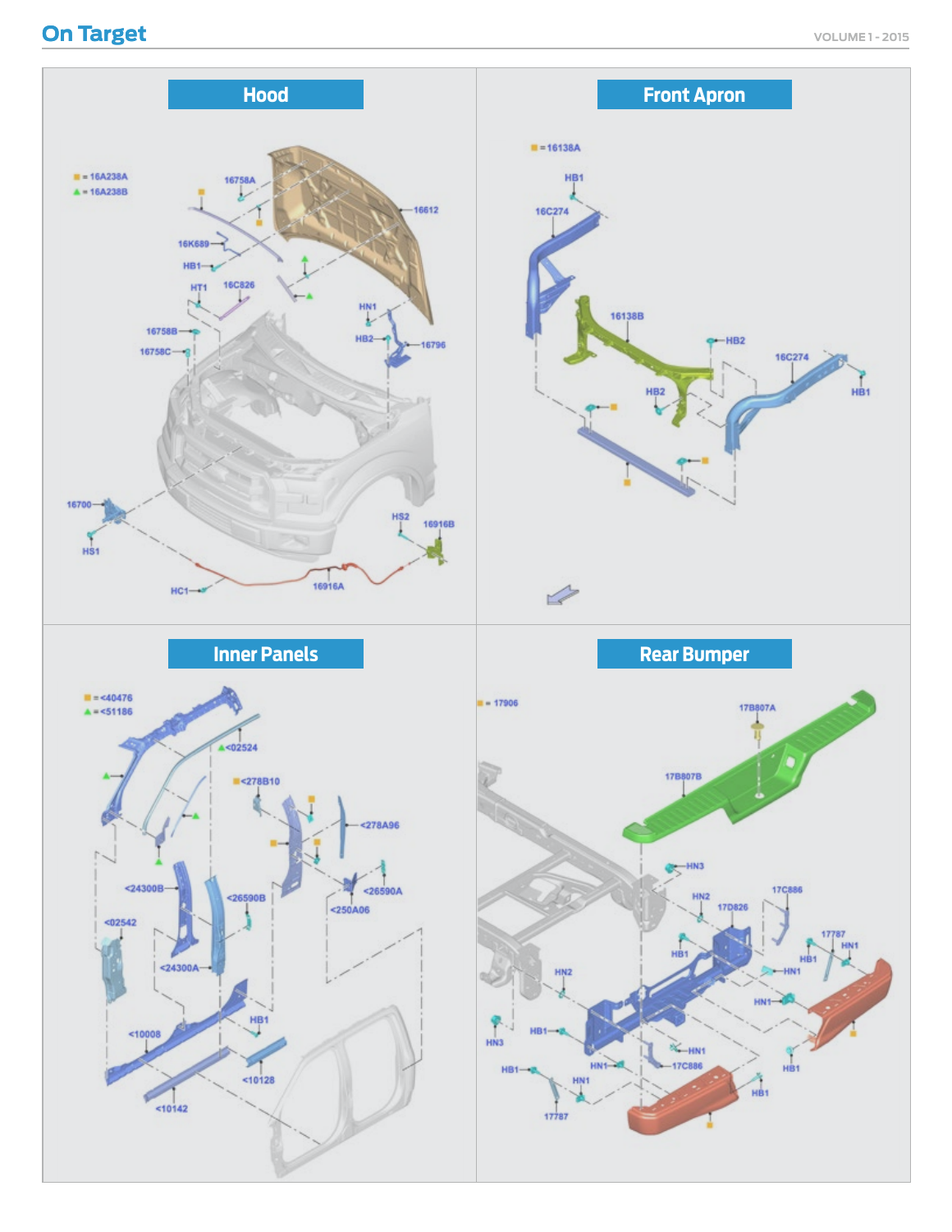## Hood

■ = 16A238A
▲ = 16A238B

16758A
16612
16K689
HB1
HT1
16C826
HN1
16758B
HB2
16796
16758C
16700
HS2
16916B
HS1
HC1
16916A

## Front Apron

■ = 16138A

HB1
16C274
16138B
HB2
16C274
HB1
HB2

## Inner Panels

■ = <40476
▲ = <51186

▲<02524
■<278B10
<278A96
<24300B
<26590B
<26590A
<250A06
<02542
<24300A
<10008
HB1
<10128
<10142

## Rear Bumper

■ = 17906

17B807A
17B807B
HN3
HN2
17C886
17D826
17787
HB1
HN1
HB1
HN1
HN2
HN1
HN3
HB1
HN1
HN1
17C886
HB1
HB1
HN1
HB1
17787